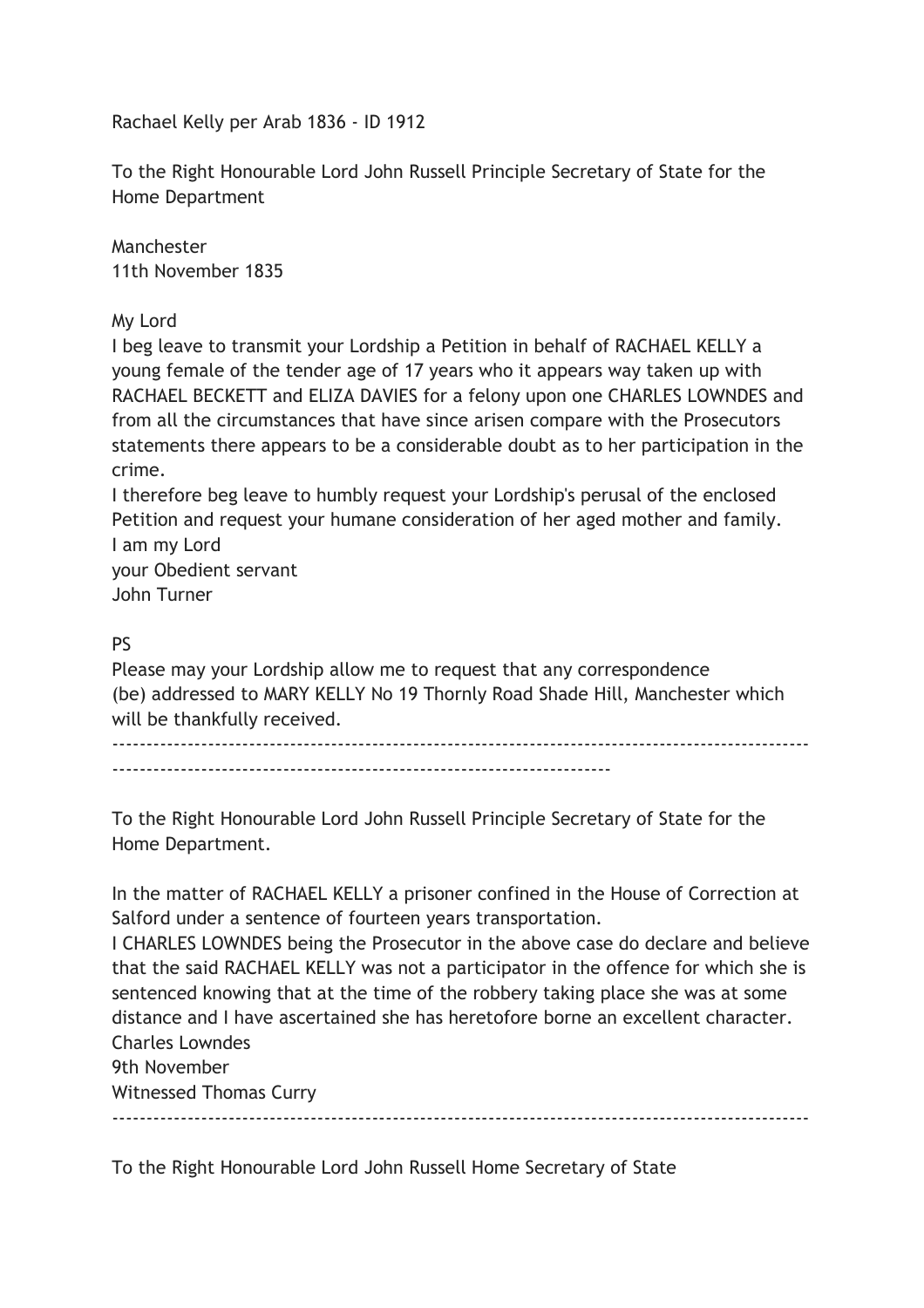Rachael Kelly per Arab 1836 - ID 1912

To the Right Honourable Lord John Russell Principle Secretary of State for the Home Department

Manchester
11th November 1835

My Lord
I beg leave to transmit your Lordship a Petition in behalf of RACHAEL KELLY a young female of the tender age of 17 years who it appears way taken up with RACHAEL BECKETT and ELIZA DAVIES for a felony upon one CHARLES LOWNDES and from all the circumstances that have since arisen compare with the Prosecutors statements there appears to be a considerable doubt as to her participation in the crime.
I therefore beg leave to humbly request your Lordship's perusal of the enclosed Petition and request your humane consideration of her aged mother and family.
I am my Lord
your Obedient servant
John Turner

PS
Please may your Lordship allow me to request that any correspondence (be) addressed to MARY KELLY No 19 Thornly Road Shade Hill, Manchester which will be thankfully received.

---

To the Right Honourable Lord John Russell Principle Secretary of State for the Home Department.

In the matter of RACHAEL KELLY a prisoner confined in the House of Correction at Salford under a sentence of fourteen years transportation.
I CHARLES LOWNDES being the Prosecutor in the above case do declare and believe that the said RACHAEL KELLY was not a participator in the offence for which she is sentenced knowing that at the time of the robbery taking place she was at some distance and I have ascertained she has heretofore borne an excellent character.
Charles Lowndes
9th November
Witnessed Thomas Curry

---

To the Right Honourable Lord John Russell Home Secretary of State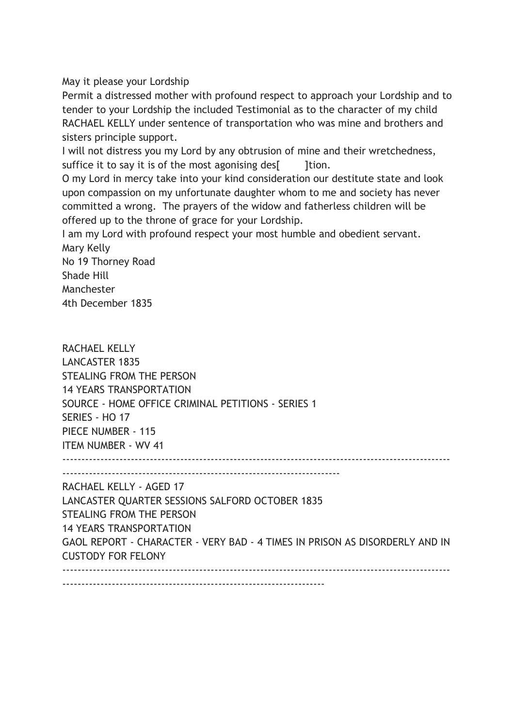May it please your Lordship

Permit a distressed mother with profound respect to approach your Lordship and to tender to your Lordship the included Testimonial as to the character of my child RACHAEL KELLY under sentence of transportation who was mine and brothers and sisters principle support.

I will not distress you my Lord by any obtrusion of mine and their wretchedness, suffice it to say it is of the most agonising des[ ]tion.

O my Lord in mercy take into your kind consideration our destitute state and look upon compassion on my unfortunate daughter whom to me and society has never committed a wrong. The prayers of the widow and fatherless children will be offered up to the throne of grace for your Lordship.

I am my Lord with profound respect your most humble and obedient servant.

Mary Kelly  
No 19 Thorney Road  
Shade Hill  
Manchester  
4th December 1835

RACHAEL KELLY  
LANCASTER 1835  
STEALING FROM THE PERSON  
14 YEARS TRANSPORTATION  
SOURCE - HOME OFFICE CRIMINAL PETITIONS - SERIES 1  
SERIES - HO 17  
PIECE NUMBER - 115  
ITEM NUMBER - WV 41

---

RACHAEL KELLY - AGED 17  
LANCASTER QUARTER SESSIONS SALFORD OCTOBER 1835  
STEALING FROM THE PERSON  
14 YEARS TRANSPORTATION  
GAOL REPORT - CHARACTER - VERY BAD - 4 TIMES IN PRISON AS DISORDERLY AND IN CUSTODY FOR FELONY

---